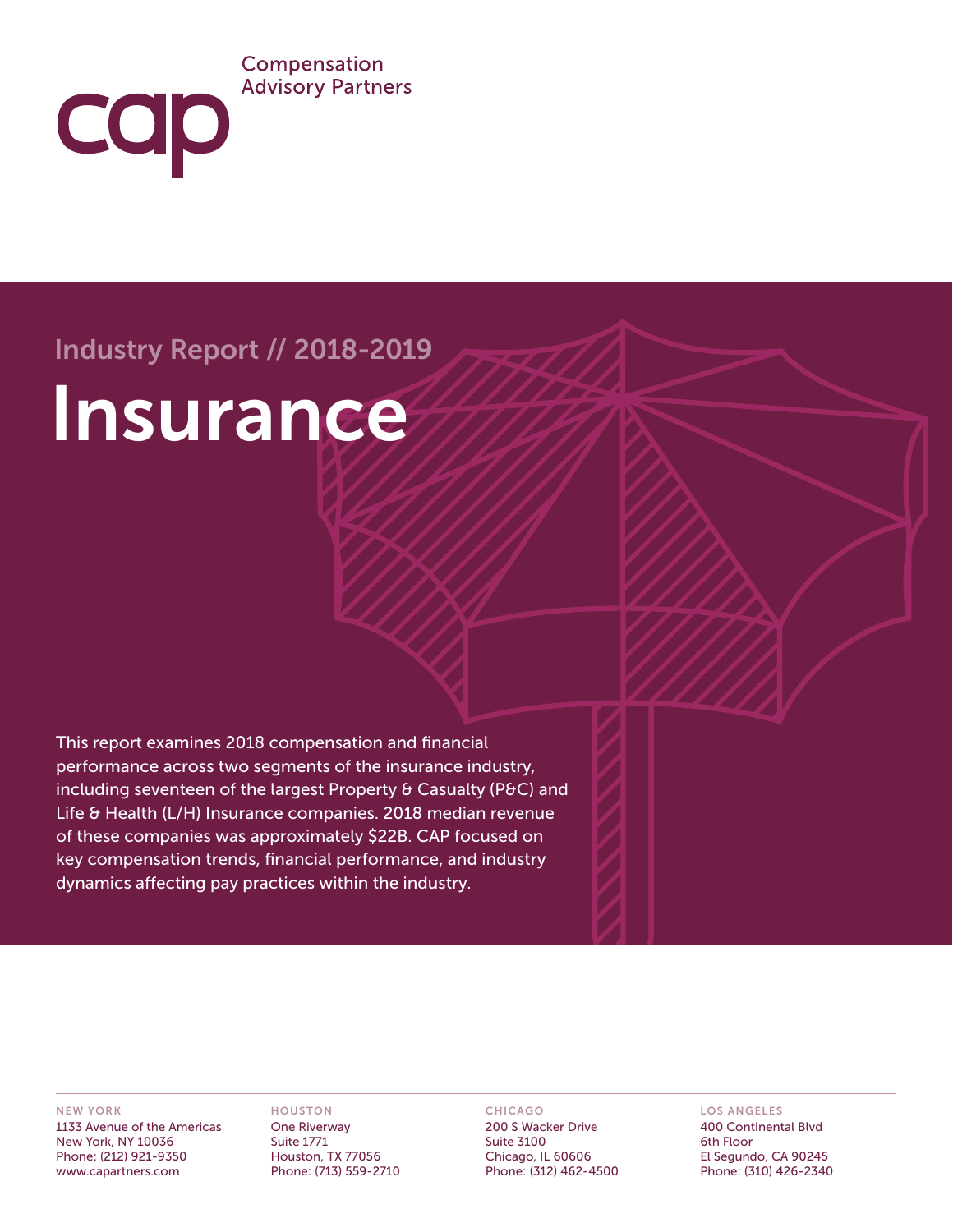cap

Compensation
Advisory Partners

## Industry Report // 2018-2019

# Insurance

This report examines 2018 compensation and financial performance across two segments of the insurance industry, including seventeen of the largest Property & Casualty (P&C) and Life & Health (L/H) Insurance companies. 2018 median revenue of these companies was approximately $22B. CAP focused on key compensation trends, financial performance, and industry dynamics affecting pay practices within the industry.

**NEW YORK**
1133 Avenue of the Americas
New York, NY 10036
Phone: (212) 921-9350
www.capartners.com

**HOUSTON**
One Riverway
Suite 1771
Houston, TX 77056
Phone: (713) 559-2710

**CHICAGO**
200 S Wacker Drive
Suite 3100
Chicago, IL 60606
Phone: (312) 462-4500

**LOS ANGELES**
400 Continental Blvd
6th Floor
El Segundo, CA 90245
Phone: (310) 426-2340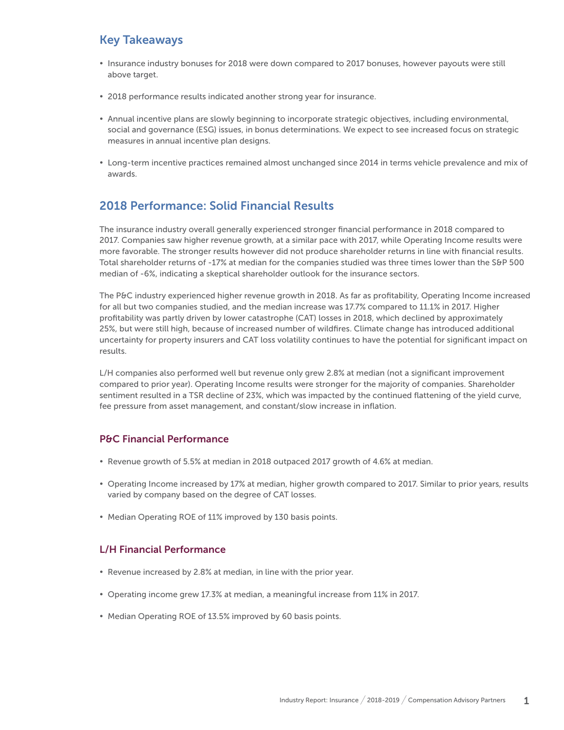## Key Takeaways

- Insurance industry bonuses for 2018 were down compared to 2017 bonuses, however payouts were still above target.
- 2018 performance results indicated another strong year for insurance.
- Annual incentive plans are slowly beginning to incorporate strategic objectives, including environmental, social and governance (ESG) issues, in bonus determinations. We expect to see increased focus on strategic measures in annual incentive plan designs.
- Long-term incentive practices remained almost unchanged since 2014 in terms vehicle prevalence and mix of awards.

## 2018 Performance: Solid Financial Results

The insurance industry overall generally experienced stronger financial performance in 2018 compared to 2017. Companies saw higher revenue growth, at a similar pace with 2017, while Operating Income results were more favorable. The stronger results however did not produce shareholder returns in line with financial results. Total shareholder returns of -17% at median for the companies studied was three times lower than the S&P 500 median of -6%, indicating a skeptical shareholder outlook for the insurance sectors.

The P&C industry experienced higher revenue growth in 2018. As far as profitability, Operating Income increased for all but two companies studied, and the median increase was 17.7% compared to 11.1% in 2017. Higher profitability was partly driven by lower catastrophe (CAT) losses in 2018, which declined by approximately 25%, but were still high, because of increased number of wildfires. Climate change has introduced additional uncertainty for property insurers and CAT loss volatility continues to have the potential for significant impact on results.

L/H companies also performed well but revenue only grew 2.8% at median (not a significant improvement compared to prior year). Operating Income results were stronger for the majority of companies. Shareholder sentiment resulted in a TSR decline of 23%, which was impacted by the continued flattening of the yield curve, fee pressure from asset management, and constant/slow increase in inflation.

### P&C Financial Performance

- Revenue growth of 5.5% at median in 2018 outpaced 2017 growth of 4.6% at median.
- Operating Income increased by 17% at median, higher growth compared to 2017. Similar to prior years, results varied by company based on the degree of CAT losses.
- Median Operating ROE of 11% improved by 130 basis points.

### L/H Financial Performance

- Revenue increased by 2.8% at median, in line with the prior year.
- Operating income grew 17.3% at median, a meaningful increase from 11% in 2017.
- Median Operating ROE of 13.5% improved by 60 basis points.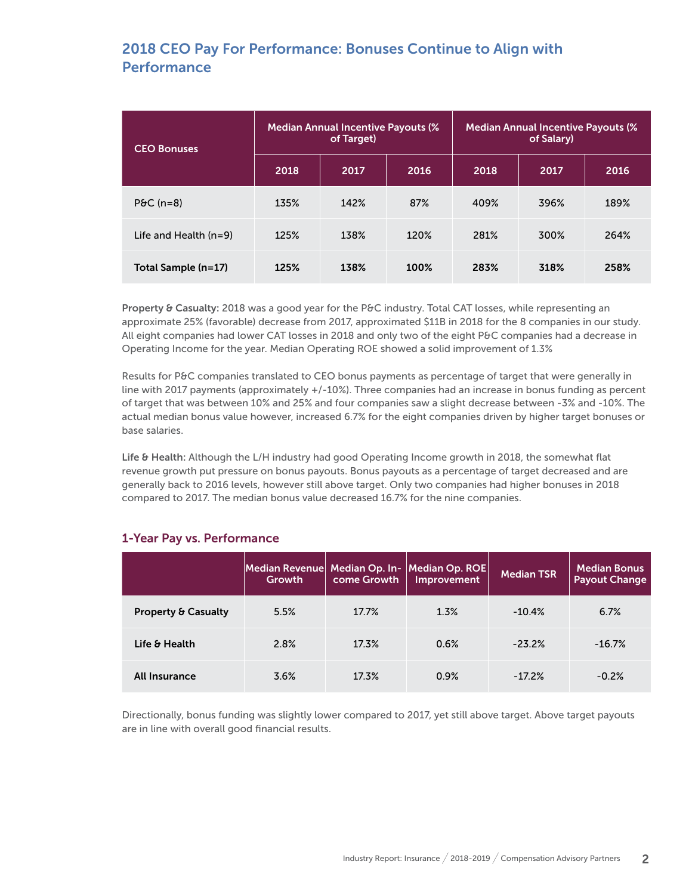## 2018 CEO Pay For Performance: Bonuses Continue to Align with Performance

| CEO Bonuses | Median Annual Incentive Payouts (% of Target) | | | Median Annual Incentive Payouts (% of Salary) | | |
|---|---|---|---|---|---|---|
| | 2018 | 2017 | 2016 | 2018 | 2017 | 2016 |
| P&C (n=8) | 135% | 142% | 87% | 409% | 396% | 189% |
| Life and Health (n=9) | 125% | 138% | 120% | 281% | 300% | 264% |
| **Total Sample (n=17)** | **125%** | **138%** | **100%** | **283%** | **318%** | **258%** |

**Property & Casualty:** 2018 was a good year for the P&C industry. Total CAT losses, while representing an approximate 25% (favorable) decrease from 2017, approximated $11B in 2018 for the 8 companies in our study. All eight companies had lower CAT losses in 2018 and only two of the eight P&C companies had a decrease in Operating Income for the year. Median Operating ROE showed a solid improvement of 1.3%

Results for P&C companies translated to CEO bonus payments as percentage of target that were generally in line with 2017 payments (approximately +/-10%). Three companies had an increase in bonus funding as percent of target that was between 10% and 25% and four companies saw a slight decrease between -3% and -10%. The actual median bonus value however, increased 6.7% for the eight companies driven by higher target bonuses or base salaries.

**Life & Health:** Although the L/H industry had good Operating Income growth in 2018, the somewhat flat revenue growth put pressure on bonus payouts. Bonus payouts as a percentage of target decreased and are generally back to 2016 levels, however still above target. Only two companies had higher bonuses in 2018 compared to 2017. The median bonus value decreased 16.7% for the nine companies.

### 1-Year Pay vs. Performance

| | Median Revenue Growth | Median Op. Income Growth | Median Op. ROE Improvement | Median TSR | Median Bonus Payout Change |
|---|---|---|---|---|---|
| **Property & Casualty** | 5.5% | 17.7% | 1.3% | -10.4% | 6.7% |
| **Life & Health** | 2.8% | 17.3% | 0.6% | -23.2% | -16.7% |
| **All Insurance** | 3.6% | 17.3% | 0.9% | -17.2% | -0.2% |

Directionally, bonus funding was slightly lower compared to 2017, yet still above target. Above target payouts are in line with overall good financial results.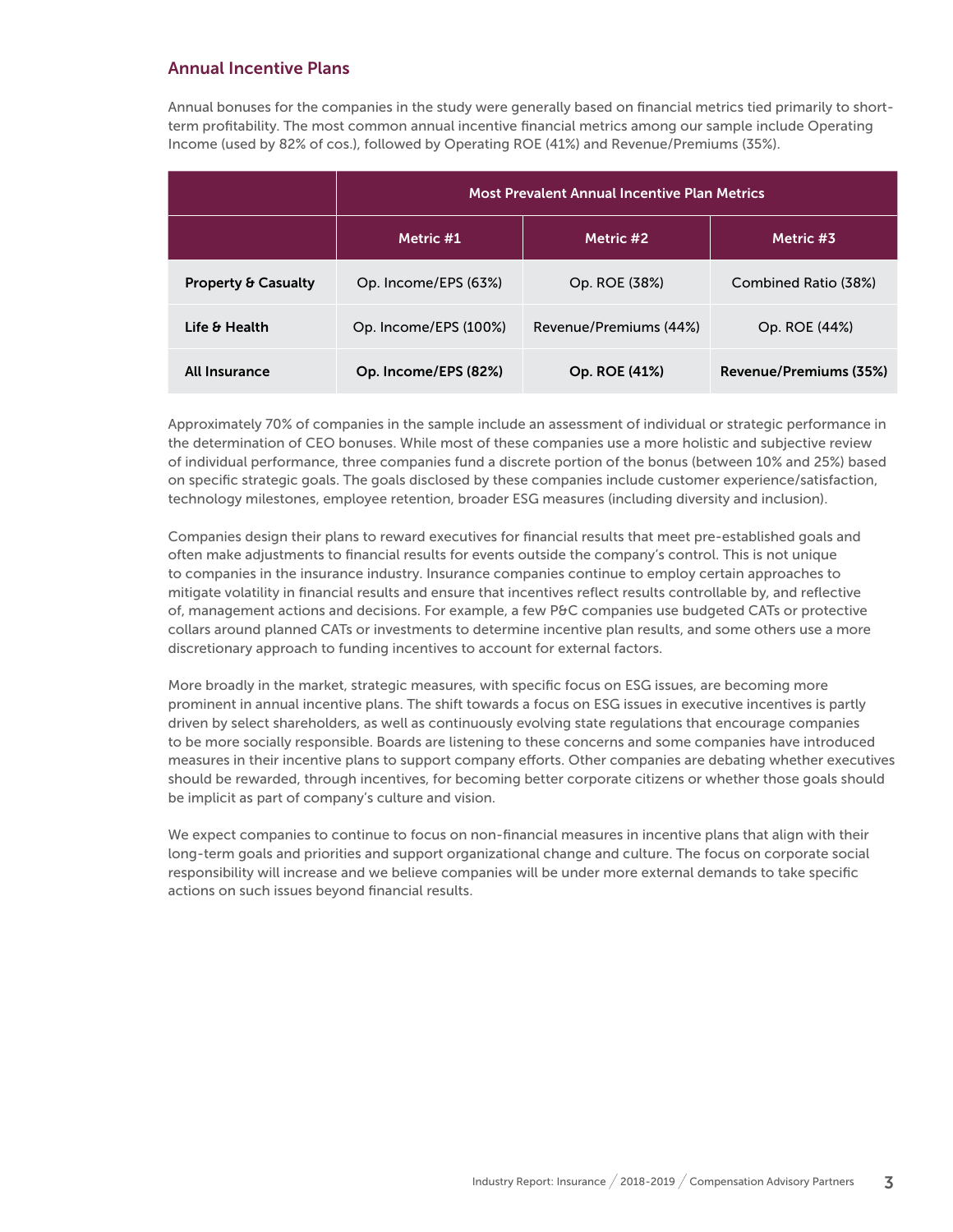## Annual Incentive Plans

Annual bonuses for the companies in the study were generally based on financial metrics tied primarily to short-term profitability. The most common annual incentive financial metrics among our sample include Operating Income (used by 82% of cos.), followed by Operating ROE (41%) and Revenue/Premiums (35%).

| | Most Prevalent Annual Incentive Plan Metrics | | |
|---|---|---|---|
| | Metric #1 | Metric #2 | Metric #3 |
| **Property & Casualty** | Op. Income/EPS (63%) | Op. ROE (38%) | Combined Ratio (38%) |
| **Life & Health** | Op. Income/EPS (100%) | Revenue/Premiums (44%) | Op. ROE (44%) |
| **All Insurance** | **Op. Income/EPS (82%)** | **Op. ROE (41%)** | **Revenue/Premiums (35%)** |

Approximately 70% of companies in the sample include an assessment of individual or strategic performance in the determination of CEO bonuses. While most of these companies use a more holistic and subjective review of individual performance, three companies fund a discrete portion of the bonus (between 10% and 25%) based on specific strategic goals. The goals disclosed by these companies include customer experience/satisfaction, technology milestones, employee retention, broader ESG measures (including diversity and inclusion).

Companies design their plans to reward executives for financial results that meet pre-established goals and often make adjustments to financial results for events outside the company's control. This is not unique to companies in the insurance industry. Insurance companies continue to employ certain approaches to mitigate volatility in financial results and ensure that incentives reflect results controllable by, and reflective of, management actions and decisions. For example, a few P&C companies use budgeted CATs or protective collars around planned CATs or investments to determine incentive plan results, and some others use a more discretionary approach to funding incentives to account for external factors.

More broadly in the market, strategic measures, with specific focus on ESG issues, are becoming more prominent in annual incentive plans. The shift towards a focus on ESG issues in executive incentives is partly driven by select shareholders, as well as continuously evolving state regulations that encourage companies to be more socially responsible. Boards are listening to these concerns and some companies have introduced measures in their incentive plans to support company efforts. Other companies are debating whether executives should be rewarded, through incentives, for becoming better corporate citizens or whether those goals should be implicit as part of company's culture and vision.

We expect companies to continue to focus on non-financial measures in incentive plans that align with their long-term goals and priorities and support organizational change and culture. The focus on corporate social responsibility will increase and we believe companies will be under more external demands to take specific actions on such issues beyond financial results.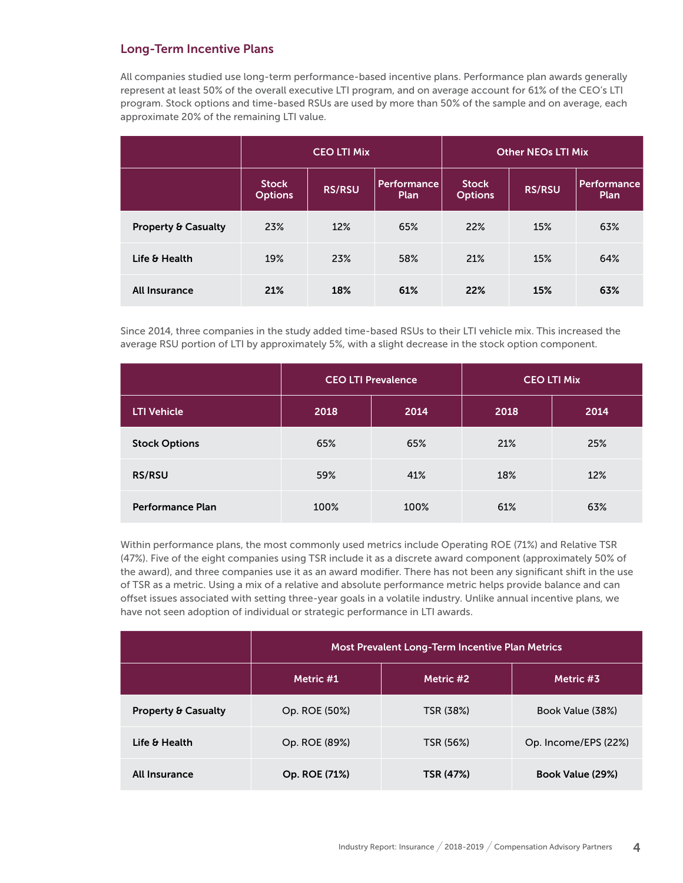## Long-Term Incentive Plans

All companies studied use long-term performance-based incentive plans. Performance plan awards generally represent at least 50% of the overall executive LTI program, and on average account for 61% of the CEO's LTI program. Stock options and time-based RSUs are used by more than 50% of the sample and on average, each approximate 20% of the remaining LTI value.

| | CEO LTI Mix | | | Other NEOs LTI Mix | | |
|---|---|---|---|---|---|---|
| | Stock Options | RS/RSU | Performance Plan | Stock Options | RS/RSU | Performance Plan |
| **Property & Casualty** | 23% | 12% | 65% | 22% | 15% | 63% |
| **Life & Health** | 19% | 23% | 58% | 21% | 15% | 64% |
| **All Insurance** | **21%** | **18%** | **61%** | **22%** | **15%** | **63%** |

Since 2014, three companies in the study added time-based RSUs to their LTI vehicle mix. This increased the average RSU portion of LTI by approximately 5%, with a slight decrease in the stock option component.

| | CEO LTI Prevalence | | CEO LTI Mix | |
|---|---|---|---|---|
| LTI Vehicle | 2018 | 2014 | 2018 | 2014 |
| **Stock Options** | 65% | 65% | 21% | 25% |
| **RS/RSU** | 59% | 41% | 18% | 12% |
| **Performance Plan** | 100% | 100% | 61% | 63% |

Within performance plans, the most commonly used metrics include Operating ROE (71%) and Relative TSR (47%). Five of the eight companies using TSR include it as a discrete award component (approximately 50% of the award), and three companies use it as an award modifier. There has not been any significant shift in the use of TSR as a metric. Using a mix of a relative and absolute performance metric helps provide balance and can offset issues associated with setting three-year goals in a volatile industry. Unlike annual incentive plans, we have not seen adoption of individual or strategic performance in LTI awards.

| | Most Prevalent Long-Term Incentive Plan Metrics | | |
|---|---|---|---|
| | Metric #1 | Metric #2 | Metric #3 |
| **Property & Casualty** | Op. ROE (50%) | TSR (38%) | Book Value (38%) |
| **Life & Health** | Op. ROE (89%) | TSR (56%) | Op. Income/EPS (22%) |
| **All Insurance** | **Op. ROE (71%)** | **TSR (47%)** | **Book Value (29%)** |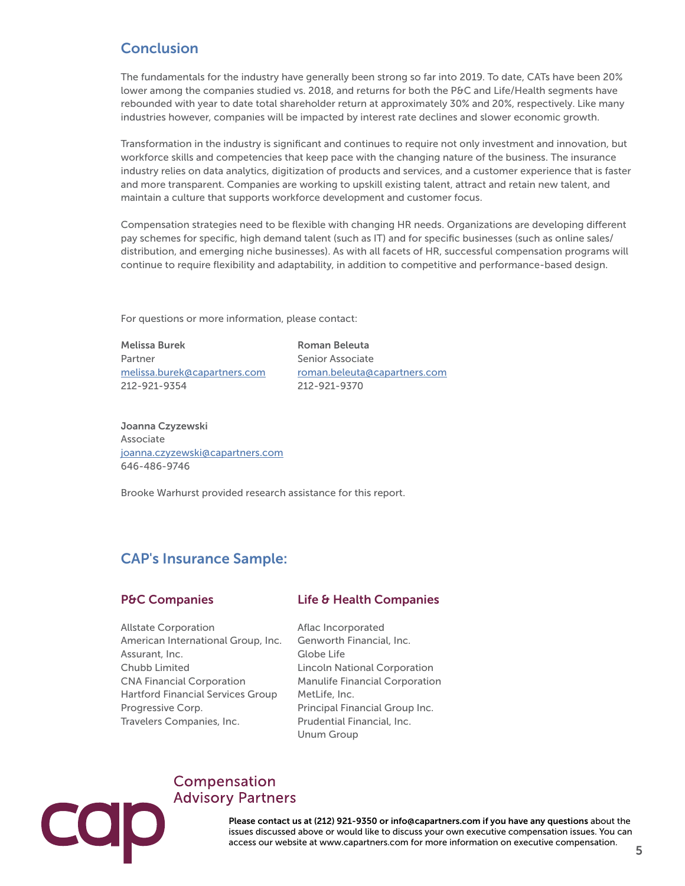## Conclusion

The fundamentals for the industry have generally been strong so far into 2019. To date, CATs have been 20% lower among the companies studied vs. 2018, and returns for both the P&C and Life/Health segments have rebounded with year to date total shareholder return at approximately 30% and 20%, respectively. Like many industries however, companies will be impacted by interest rate declines and slower economic growth.

Transformation in the industry is significant and continues to require not only investment and innovation, but workforce skills and competencies that keep pace with the changing nature of the business. The insurance industry relies on data analytics, digitization of products and services, and a customer experience that is faster and more transparent. Companies are working to upskill existing talent, attract and retain new talent, and maintain a culture that supports workforce development and customer focus.

Compensation strategies need to be flexible with changing HR needs. Organizations are developing different pay schemes for specific, high demand talent (such as IT) and for specific businesses (such as online sales/distribution, and emerging niche businesses). As with all facets of HR, successful compensation programs will continue to require flexibility and adaptability, in addition to competitive and performance-based design.

For questions or more information, please contact:

**Melissa Burek**
Partner
melissa.burek@capartners.com
212-921-9354

**Roman Beleuta**
Senior Associate
roman.beleuta@capartners.com
212-921-9370

**Joanna Czyzewski**
Associate
joanna.czyzewski@capartners.com
646-486-9746

Brooke Warhurst provided research assistance for this report.

## CAP's Insurance Sample:

### P&C Companies

Allstate Corporation
American International Group, Inc.
Assurant, Inc.
Chubb Limited
CNA Financial Corporation
Hartford Financial Services Group
Progressive Corp.
Travelers Companies, Inc.

### Life & Health Companies

Aflac Incorporated
Genworth Financial, Inc.
Globe Life
Lincoln National Corporation
Manulife Financial Corporation
MetLife, Inc.
Principal Financial Group Inc.
Prudential Financial, Inc.
Unum Group

cap Compensation Advisory Partners

**Please contact us at (212) 921-9350 or info@capartners.com if you have any questions** about the issues discussed above or would like to discuss your own executive compensation issues. You can access our website at www.capartners.com for more information on executive compensation.